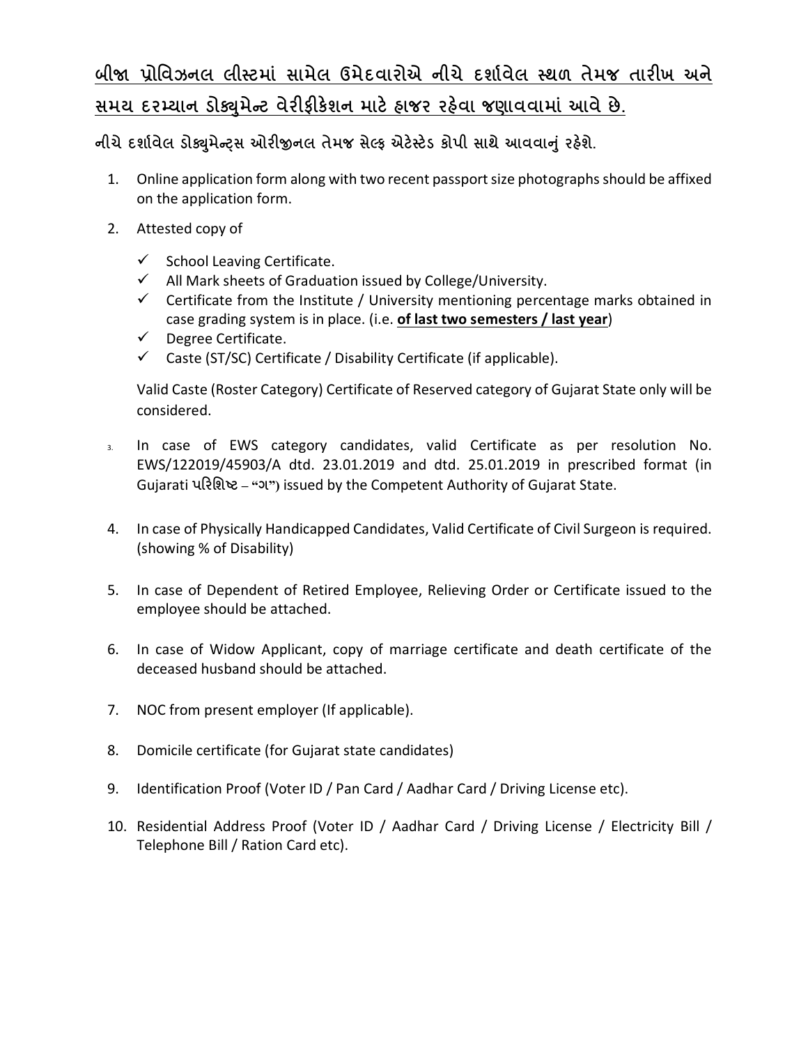**<u>બીજા પ્રોવિઝનલ લીસ્ટમાં સામેલ ઉમેદવારોએ નીચે દર્શાવેલ સ્થળ તેમજ તારીખ અને સમય દરમ્યાન ડોક્યુમેન્ટ વેરીફીકેશન માટે હાજર રહેવા જણાવવામાં આવે છે.</u>**

**નીચે દર્શાવેલ ડોક્યુમેન્ટ્સ ઓરીજીનલ તેમજ સેલ્ફ એટેસ્ટેડ કોપી સાથે આવવાનું રહેશે.**

1. Online application form along with two recent passport size photographs should be affixed on the application form.
2. Attested copy of
   - ✓ School Leaving Certificate.
   - ✓ All Mark sheets of Graduation issued by College/University.
   - ✓ Certificate from the Institute / University mentioning percentage marks obtained in case grading system is in place. (i.e. **<u>of last two semesters / last year</u>**)
   - ✓ Degree Certificate.
   - ✓ Caste (ST/SC) Certificate / Disability Certificate (if applicable).

   Valid Caste (Roster Category) Certificate of Reserved category of Gujarat State only will be considered.
3. In case of EWS category candidates, valid Certificate as per resolution No. EWS/122019/45903/A dtd. 23.01.2019 and dtd. 25.01.2019 in prescribed format (in Gujarati **પરિશિષ્ટ – "ગ")** issued by the Competent Authority of Gujarat State.
4. In case of Physically Handicapped Candidates, Valid Certificate of Civil Surgeon is required. (showing % of Disability)
5. In case of Dependent of Retired Employee, Relieving Order or Certificate issued to the employee should be attached.
6. In case of Widow Applicant, copy of marriage certificate and death certificate of the deceased husband should be attached.
7. NOC from present employer (If applicable).
8. Domicile certificate (for Gujarat state candidates)
9. Identification Proof (Voter ID / Pan Card / Aadhar Card / Driving License etc).
10. Residential Address Proof (Voter ID / Aadhar Card / Driving License / Electricity Bill / Telephone Bill / Ration Card etc).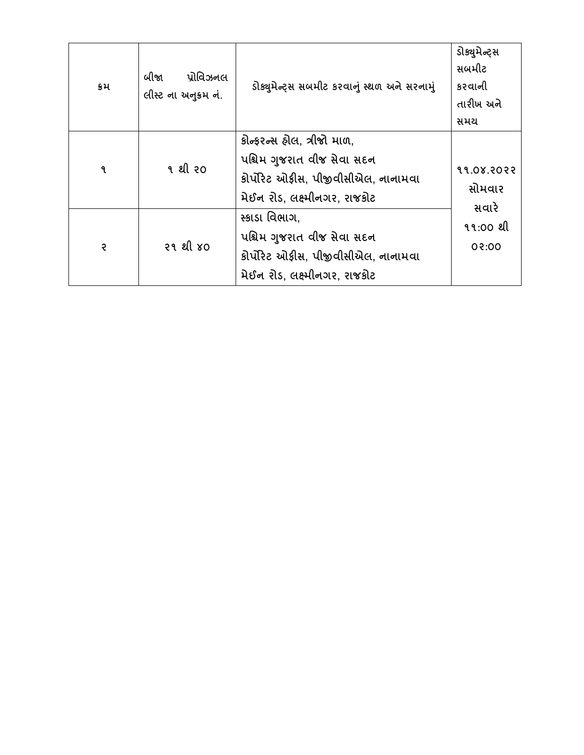| ક્રમ | બીજા પ્રોવિઝનલ લીસ્ટ ના અનુક્રમ નં. | ડોક્યુમેન્ટ્સ સબમીટ કરવાનું સ્થળ અને સરનામું | ડોક્યુમેન્ટ્સ સબમીટ કરવાની તારીખ અને સમય |
|---|---|---|---|
| ૧ | ૧ થી ૨૦ | કોન્ફરન્સ હોલ, ત્રીજો માળ, પશ્ચિમ ગુજરાત વીજ સેવા સદન કોર્પોરેટ ઓફીસ, પીજીવીસીએલ, નાનામવા મેઈન રોડ, લક્ષ્મીનગર, રાજકોટ | ૧૧.૦૪.૨૦૨૨ સોમવાર સવારે ૧૧:૦૦ થી ૦૨:૦૦ |
| ૨ | ૨૧ થી ૪૦ | સ્કાડા વિભાગ, પશ્ચિમ ગુજરાત વીજ સેવા સદન કોર્પોરેટ ઓફીસ, પીજીવીસીએલ, નાનામવા મેઈન રોડ, લક્ષ્મીનગર, રાજકોટ | |